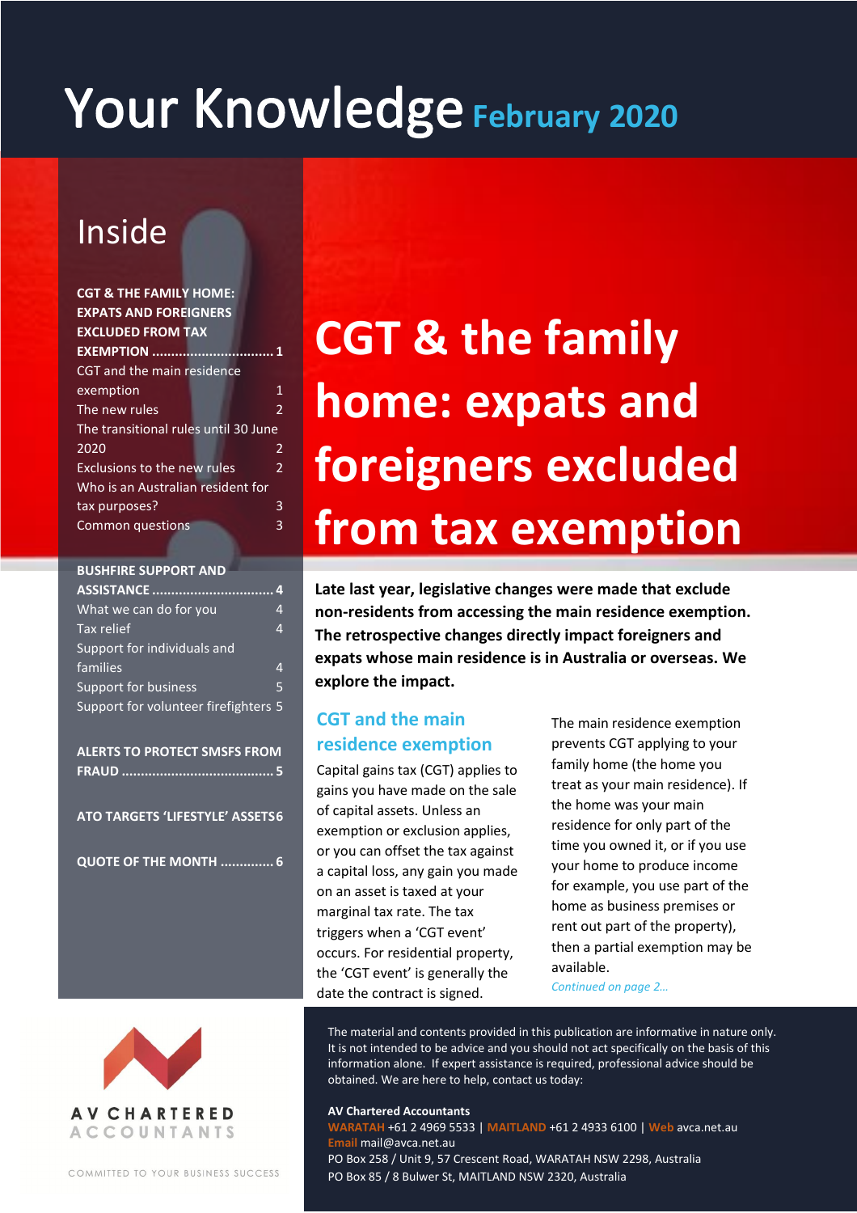# Your Knowledge February 2020

## Inside

**CGT & THE FAMILY HOME: EXPATS AND FOREIGNERS EXCLUDED FROM TAX EXEMPTION .............................. 1**
CGT and the main residence exemption 1
The new rules 2
The transitional rules until 30 June 2020 2
Exclusions to the new rules 2
Who is an Australian resident for tax purposes? 3
Common questions 3

**BUSHFIRE SUPPORT AND ASSISTANCE .............................. 4**
What we can do for you 4
Tax relief 4
Support for individuals and families 4
Support for business 5
Support for volunteer firefighters 5

**ALERTS TO PROTECT SMSFS FROM FRAUD .............................. 5**

**ATO TARGETS 'LIFESTYLE' ASSETS 6**

**QUOTE OF THE MONTH .............. 6**

# CGT & the family home: expats and foreigners excluded from tax exemption

**Late last year, legislative changes were made that exclude non-residents from accessing the main residence exemption. The retrospective changes directly impact foreigners and expats whose main residence is in Australia or overseas. We explore the impact.**

## CGT and the main residence exemption

Capital gains tax (CGT) applies to gains you have made on the sale of capital assets. Unless an exemption or exclusion applies, or you can offset the tax against a capital loss, any gain you made on an asset is taxed at your marginal tax rate. The tax triggers when a 'CGT event' occurs. For residential property, the 'CGT event' is generally the date the contract is signed.

The main residence exemption prevents CGT applying to your family home (the home you treat as your main residence). If the home was your main residence for only part of the time you owned it, or if you use your home to produce income for example, you use part of the home as business premises or rent out part of the property), then a partial exemption may be available.

*Continued on page 2…*

The material and contents provided in this publication are informative in nature only. It is not intended to be advice and you should not act specifically on the basis of this information alone. If expert assistance is required, professional advice should be obtained. We are here to help, contact us today:

**AV Chartered Accountants**
WARATAH +61 2 4969 5533 | MAITLAND +61 2 4933 6100 | Web avca.net.au
Email mail@avca.net.au
PO Box 258 / Unit 9, 57 Crescent Road, WARATAH NSW 2298, Australia
PO Box 85 / 8 Bulwer St, MAITLAND NSW 2320, Australia

AV CHARTERED ACCOUNTANTS

COMMITTED TO YOUR BUSINESS SUCCESS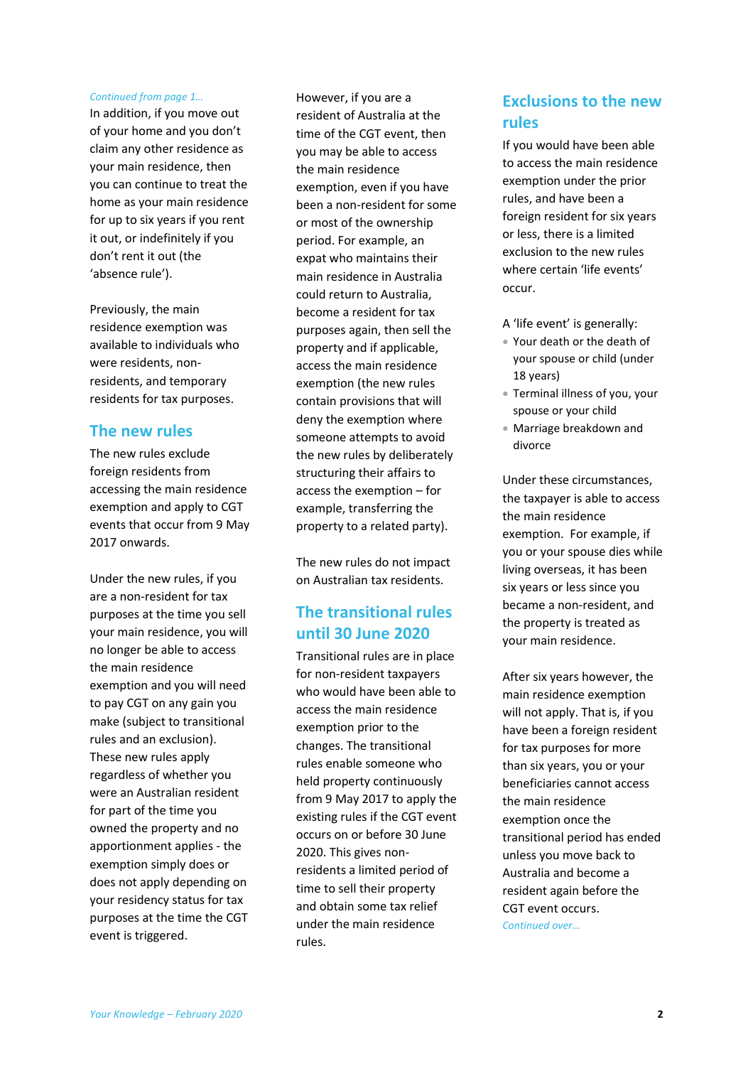*Continued from page 1…*

In addition, if you move out of your home and you don't claim any other residence as your main residence, then you can continue to treat the home as your main residence for up to six years if you rent it out, or indefinitely if you don't rent it out (the 'absence rule').

Previously, the main residence exemption was available to individuals who were residents, non-residents, and temporary residents for tax purposes.

## The new rules

The new rules exclude foreign residents from accessing the main residence exemption and apply to CGT events that occur from 9 May 2017 onwards.

Under the new rules, if you are a non-resident for tax purposes at the time you sell your main residence, you will no longer be able to access the main residence exemption and you will need to pay CGT on any gain you make (subject to transitional rules and an exclusion). These new rules apply regardless of whether you were an Australian resident for part of the time you owned the property and no apportionment applies - the exemption simply does or does not apply depending on your residency status for tax purposes at the time the CGT event is triggered.

However, if you are a resident of Australia at the time of the CGT event, then you may be able to access the main residence exemption, even if you have been a non-resident for some or most of the ownership period. For example, an expat who maintains their main residence in Australia could return to Australia, become a resident for tax purposes again, then sell the property and if applicable, access the main residence exemption (the new rules contain provisions that will deny the exemption where someone attempts to avoid the new rules by deliberately structuring their affairs to access the exemption – for example, transferring the property to a related party).

The new rules do not impact on Australian tax residents.

## The transitional rules until 30 June 2020

Transitional rules are in place for non-resident taxpayers who would have been able to access the main residence exemption prior to the changes. The transitional rules enable someone who held property continuously from 9 May 2017 to apply the existing rules if the CGT event occurs on or before 30 June 2020. This gives non-residents a limited period of time to sell their property and obtain some tax relief under the main residence rules.

## Exclusions to the new rules

If you would have been able to access the main residence exemption under the prior rules, and have been a foreign resident for six years or less, there is a limited exclusion to the new rules where certain 'life events' occur.

A 'life event' is generally:

- Your death or the death of your spouse or child (under 18 years)
- Terminal illness of you, your spouse or your child
- Marriage breakdown and divorce

Under these circumstances, the taxpayer is able to access the main residence exemption. For example, if you or your spouse dies while living overseas, it has been six years or less since you became a non-resident, and the property is treated as your main residence.

After six years however, the main residence exemption will not apply. That is, if you have been a foreign resident for tax purposes for more than six years, you or your beneficiaries cannot access the main residence exemption once the transitional period has ended unless you move back to Australia and become a resident again before the CGT event occurs.

*Continued over…*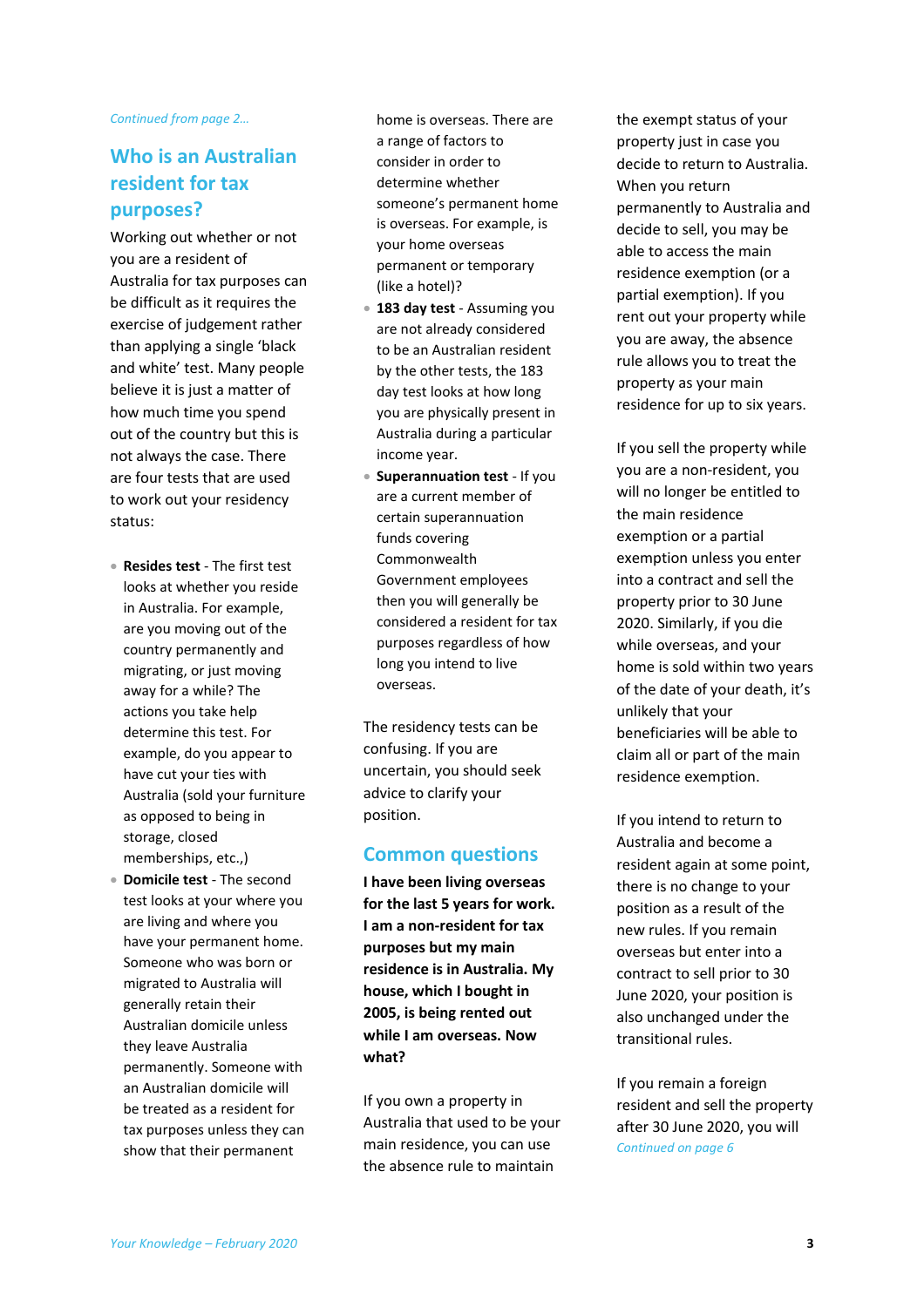*Continued from page 2...*

## Who is an Australian resident for tax purposes?

Working out whether or not you are a resident of Australia for tax purposes can be difficult as it requires the exercise of judgement rather than applying a single 'black and white' test. Many people believe it is just a matter of how much time you spend out of the country but this is not always the case. There are four tests that are used to work out your residency status:

- **Resides test** - The first test looks at whether you reside in Australia. For example, are you moving out of the country permanently and migrating, or just moving away for a while? The actions you take help determine this test. For example, do you appear to have cut your ties with Australia (sold your furniture as opposed to being in storage, closed memberships, etc.,)
- **Domicile test** - The second test looks at your where you are living and where you have your permanent home. Someone who was born or migrated to Australia will generally retain their Australian domicile unless they leave Australia permanently. Someone with an Australian domicile will be treated as a resident for tax purposes unless they can show that their permanent home is overseas. There are a range of factors to consider in order to determine whether someone's permanent home is overseas. For example, is your home overseas permanent or temporary (like a hotel)?
- **183 day test** - Assuming you are not already considered to be an Australian resident by the other tests, the 183 day test looks at how long you are physically present in Australia during a particular income year.
- **Superannuation test** - If you are a current member of certain superannuation funds covering Commonwealth Government employees then you will generally be considered a resident for tax purposes regardless of how long you intend to live overseas.

The residency tests can be confusing. If you are uncertain, you should seek advice to clarify your position.

## Common questions

**I have been living overseas for the last 5 years for work. I am a non-resident for tax purposes but my main residence is in Australia. My house, which I bought in 2005, is being rented out while I am overseas. Now what?**

If you own a property in Australia that used to be your main residence, you can use the absence rule to maintain the exempt status of your property just in case you decide to return to Australia. When you return permanently to Australia and decide to sell, you may be able to access the main residence exemption (or a partial exemption). If you rent out your property while you are away, the absence rule allows you to treat the property as your main residence for up to six years.

If you sell the property while you are a non-resident, you will no longer be entitled to the main residence exemption or a partial exemption unless you enter into a contract and sell the property prior to 30 June 2020. Similarly, if you die while overseas, and your home is sold within two years of the date of your death, it's unlikely that your beneficiaries will be able to claim all or part of the main residence exemption.

If you intend to return to Australia and become a resident again at some point, there is no change to your position as a result of the new rules. If you remain overseas but enter into a contract to sell prior to 30 June 2020, your position is also unchanged under the transitional rules.

If you remain a foreign resident and sell the property after 30 June 2020, you will

*Continued on page 6*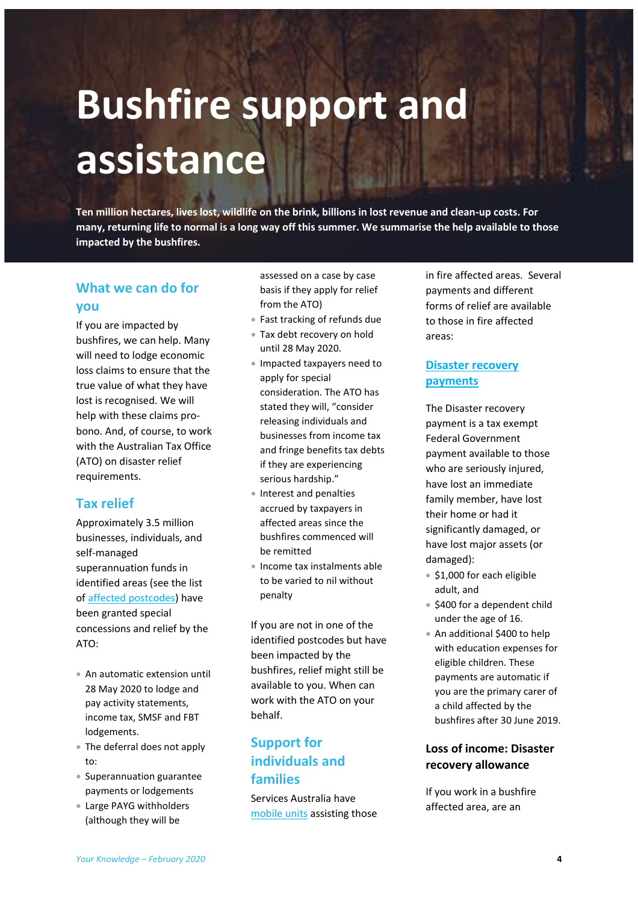# Bushfire support and assistance

**Ten million hectares, lives lost, wildlife on the brink, billions in lost revenue and clean-up costs. For many, returning life to normal is a long way off this summer. We summarise the help available to those impacted by the bushfires.**

## What we can do for you

If you are impacted by bushfires, we can help. Many will need to lodge economic loss claims to ensure that the true value of what they have lost is recognised. We will help with these claims pro-bono. And, of course, to work with the Australian Tax Office (ATO) on disaster relief requirements.

## Tax relief

Approximately 3.5 million businesses, individuals, and self-managed superannuation funds in identified areas (see the list of [affected postcodes]) have been granted special concessions and relief by the ATO:

- An automatic extension until 28 May 2020 to lodge and pay activity statements, income tax, SMSF and FBT lodgements.
- The deferral does not apply to:
- Superannuation guarantee payments or lodgements
- Large PAYG withholders (although they will be assessed on a case by case basis if they apply for relief from the ATO)
- Fast tracking of refunds due
- Tax debt recovery on hold until 28 May 2020.
- Impacted taxpayers need to apply for special consideration. The ATO has stated they will, "consider releasing individuals and businesses from income tax and fringe benefits tax debts if they are experiencing serious hardship."
- Interest and penalties accrued by taxpayers in affected areas since the bushfires commenced will be remitted
- Income tax instalments able to be varied to nil without penalty

If you are not in one of the identified postcodes but have been impacted by the bushfires, relief might still be available to you. When can work with the ATO on your behalf.

## Support for individuals and families

Services Australia have [mobile units] assisting those in fire affected areas. Several payments and different forms of relief are available to those in fire affected areas:

### [Disaster recovery payments]

The Disaster recovery payment is a tax exempt Federal Government payment available to those who are seriously injured, have lost an immediate family member, have lost their home or had it significantly damaged, or have lost major assets (or damaged):

- $1,000 for each eligible adult, and
- $400 for a dependent child under the age of 16.
- An additional $400 to help with education expenses for eligible children. These payments are automatic if you are the primary carer of a child affected by the bushfires after 30 June 2019.

### Loss of income: Disaster recovery allowance

If you work in a bushfire affected area, are an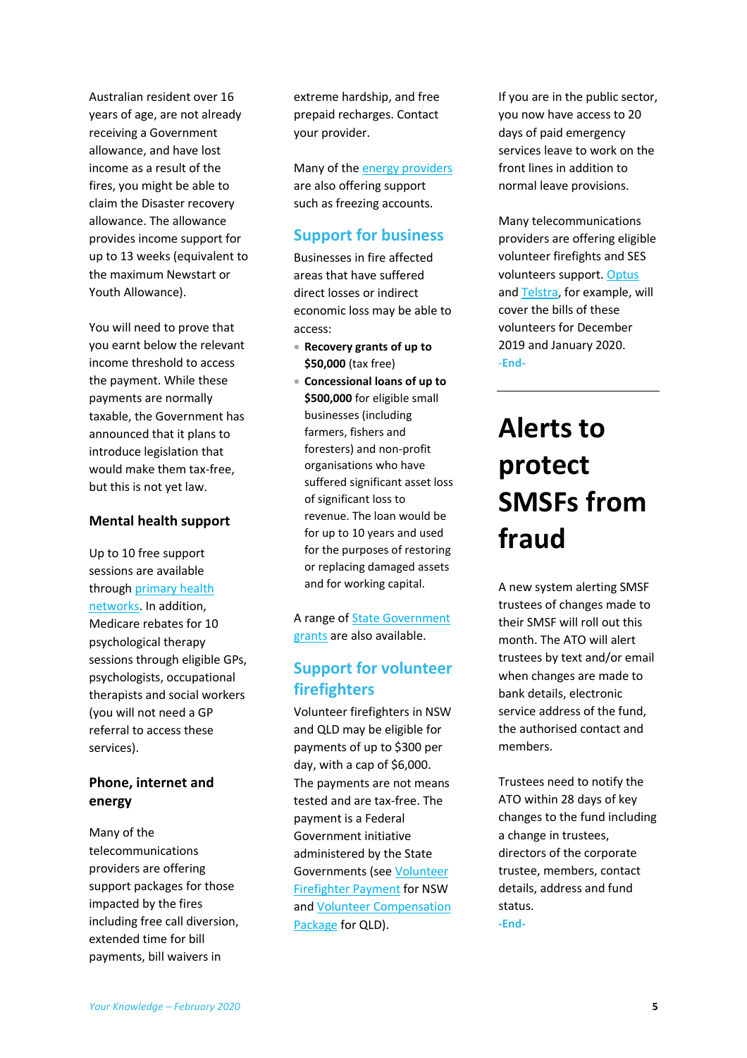Australian resident over 16 years of age, are not already receiving a Government allowance, and have lost income as a result of the fires, you might be able to claim the Disaster recovery allowance. The allowance provides income support for up to 13 weeks (equivalent to the maximum Newstart or Youth Allowance).

You will need to prove that you earnt below the relevant income threshold to access the payment. While these payments are normally taxable, the Government has announced that it plans to introduce legislation that would make them tax-free, but this is not yet law.

### Mental health support

Up to 10 free support sessions are available through primary health networks. In addition, Medicare rebates for 10 psychological therapy sessions through eligible GPs, psychologists, occupational therapists and social workers (you will not need a GP referral to access these services).

### Phone, internet and energy

Many of the telecommunications providers are offering support packages for those impacted by the fires including free call diversion, extended time for bill payments, bill waivers in extreme hardship, and free prepaid recharges. Contact your provider.

Many of the energy providers are also offering support such as freezing accounts.

## Support for business

Businesses in fire affected areas that have suffered direct losses or indirect economic loss may be able to access:

- **Recovery grants of up to $50,000** (tax free)
- **Concessional loans of up to $500,000** for eligible small businesses (including farmers, fishers and foresters) and non-profit organisations who have suffered significant asset loss of significant loss to revenue. The loan would be for up to 10 years and used for the purposes of restoring or replacing damaged assets and for working capital.

A range of State Government grants are also available.

## Support for volunteer firefighters

Volunteer firefighters in NSW and QLD may be eligible for payments of up to $300 per day, with a cap of $6,000. The payments are not means tested and are tax-free. The payment is a Federal Government initiative administered by the State Governments (see Volunteer Firefighter Payment for NSW and Volunteer Compensation Package for QLD).

If you are in the public sector, you now have access to 20 days of paid emergency services leave to work on the front lines in addition to normal leave provisions.

Many telecommunications providers are offering eligible volunteer firefights and SES volunteers support. Optus and Telstra, for example, will cover the bills of these volunteers for December 2019 and January 2020.

-End-

# Alerts to protect SMSFs from fraud

A new system alerting SMSF trustees of changes made to their SMSF will roll out this month. The ATO will alert trustees by text and/or email when changes are made to bank details, electronic service address of the fund, the authorised contact and members.

Trustees need to notify the ATO within 28 days of key changes to the fund including a change in trustees, directors of the corporate trustee, members, contact details, address and fund status.

-End-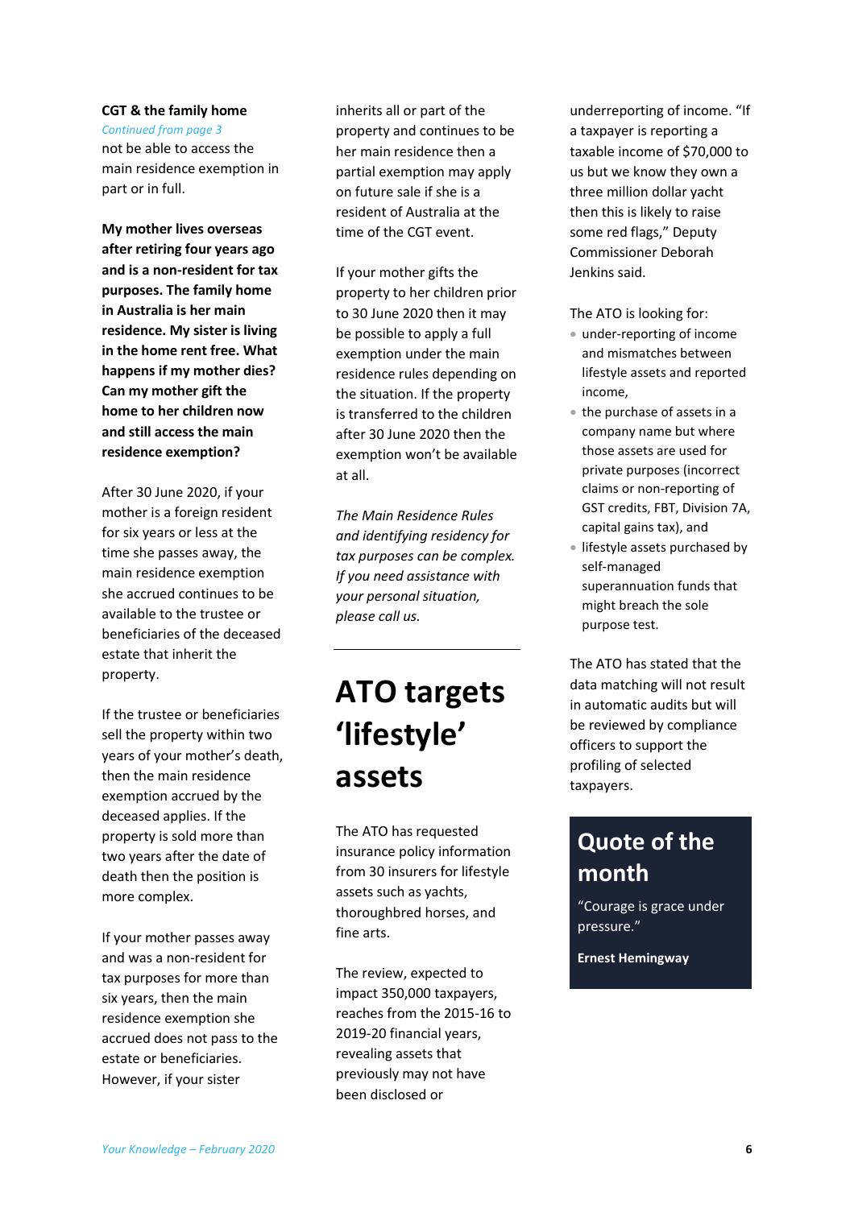### CGT & the family home

*Continued from page 3*

not be able to access the main residence exemption in part or in full.

**My mother lives overseas after retiring four years ago and is a non-resident for tax purposes. The family home in Australia is her main residence. My sister is living in the home rent free. What happens if my mother dies? Can my mother gift the home to her children now and still access the main residence exemption?**

After 30 June 2020, if your mother is a foreign resident for six years or less at the time she passes away, the main residence exemption she accrued continues to be available to the trustee or beneficiaries of the deceased estate that inherit the property.

If the trustee or beneficiaries sell the property within two years of your mother's death, then the main residence exemption accrued by the deceased applies. If the property is sold more than two years after the date of death then the position is more complex.

If your mother passes away and was a non-resident for tax purposes for more than six years, then the main residence exemption she accrued does not pass to the estate or beneficiaries. However, if your sister inherits all or part of the property and continues to be her main residence then a partial exemption may apply on future sale if she is a resident of Australia at the time of the CGT event.

If your mother gifts the property to her children prior to 30 June 2020 then it may be possible to apply a full exemption under the main residence rules depending on the situation. If the property is transferred to the children after 30 June 2020 then the exemption won't be available at all.

*The Main Residence Rules and identifying residency for tax purposes can be complex. If you need assistance with your personal situation, please call us.*

---

# ATO targets 'lifestyle' assets

The ATO has requested insurance policy information from 30 insurers for lifestyle assets such as yachts, thoroughbred horses, and fine arts.

The review, expected to impact 350,000 taxpayers, reaches from the 2015-16 to 2019-20 financial years, revealing assets that previously may not have been disclosed or underreporting of income. "If a taxpayer is reporting a taxable income of $70,000 to us but we know they own a three million dollar yacht then this is likely to raise some red flags," Deputy Commissioner Deborah Jenkins said.

The ATO is looking for:

- under-reporting of income and mismatches between lifestyle assets and reported income,
- the purchase of assets in a company name but where those assets are used for private purposes (incorrect claims or non-reporting of GST credits, FBT, Division 7A, capital gains tax), and
- lifestyle assets purchased by self-managed superannuation funds that might breach the sole purpose test.

The ATO has stated that the data matching will not result in automatic audits but will be reviewed by compliance officers to support the profiling of selected taxpayers.

## Quote of the month

"Courage is grace under pressure."

**Ernest Hemingway**